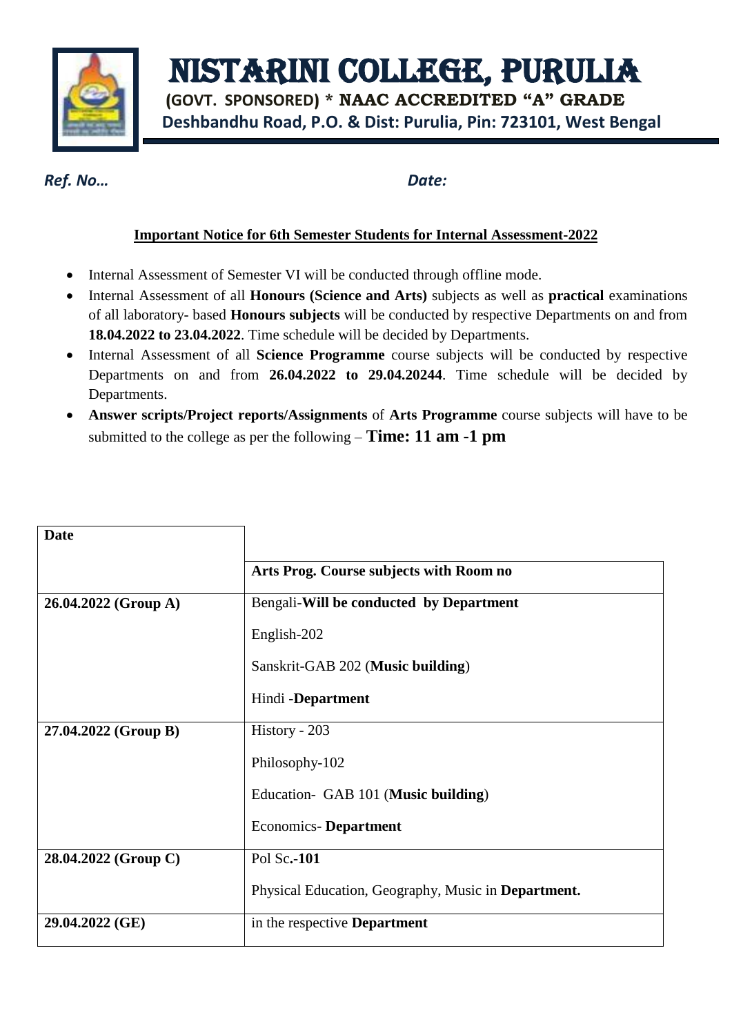# NISTARINI COLLEGE, PURULIA

**(GOVT. SPONSORED) * NAAC ACCREDITED "A" GRADE**

**Deshbandhu Road, P.O. & Dist: Purulia, Pin: 723101, West Bengal**

***Ref. No…*** ***Date:***

## Important Notice for 6th Semester Students for Internal Assessment-2022

- Internal Assessment of Semester VI will be conducted through offline mode.
- Internal Assessment of all **Honours (Science and Arts)** subjects as well as **practical** examinations of all laboratory- based **Honours subjects** will be conducted by respective Departments on and from **18.04.2022 to 23.04.2022**. Time schedule will be decided by Departments.
- Internal Assessment of all **Science Programme** course subjects will be conducted by respective Departments on and from **26.04.2022 to 29.04.20244**. Time schedule will be decided by Departments.
- **Answer scripts/Project reports/Assignments** of **Arts Programme** course subjects will have to be submitted to the college as per the following – **Time: 11 am -1 pm**

| Date | Arts Prog. Course subjects with Room no |
|---|---|
| **26.04.2022 (Group A)** | Bengali-**Will be conducted by Department**<br>English-202<br>Sanskrit-GAB 202 (**Music building**)<br>Hindi -**Department** |
| **27.04.2022 (Group B)** | History - 203<br>Philosophy-102<br>Education- GAB 101 (**Music building**)<br>Economics- **Department** |
| **28.04.2022 (Group C)** | Pol Sc**.-101**<br>Physical Education, Geography, Music in **Department.** |
| **29.04.2022 (GE)** | in the respective **Department** |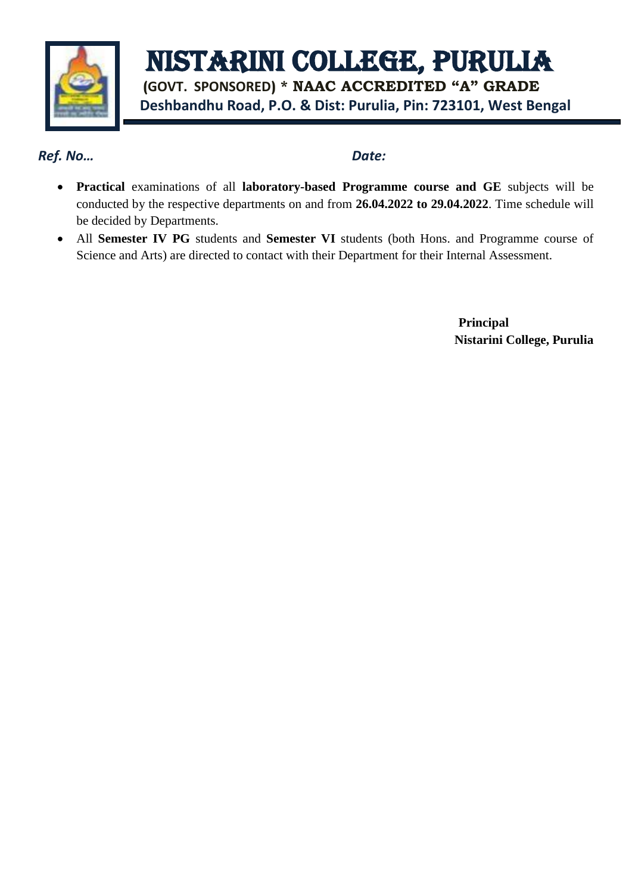# NISTARINI COLLEGE, PURULIA

**(GOVT. SPONSORED) * NAAC ACCREDITED "A" GRADE**

**Deshbandhu Road, P.O. & Dist: Purulia, Pin: 723101, West Bengal**

***Ref. No…*** ***Date:***

- **Practical** examinations of all **laboratory-based Programme course and GE** subjects will be conducted by the respective departments on and from **26.04.2022 to 29.04.2022**. Time schedule will be decided by Departments.
- All **Semester IV PG** students and **Semester VI** students (both Hons. and Programme course of Science and Arts) are directed to contact with their Department for their Internal Assessment.

**Principal**
**Nistarini College, Purulia**